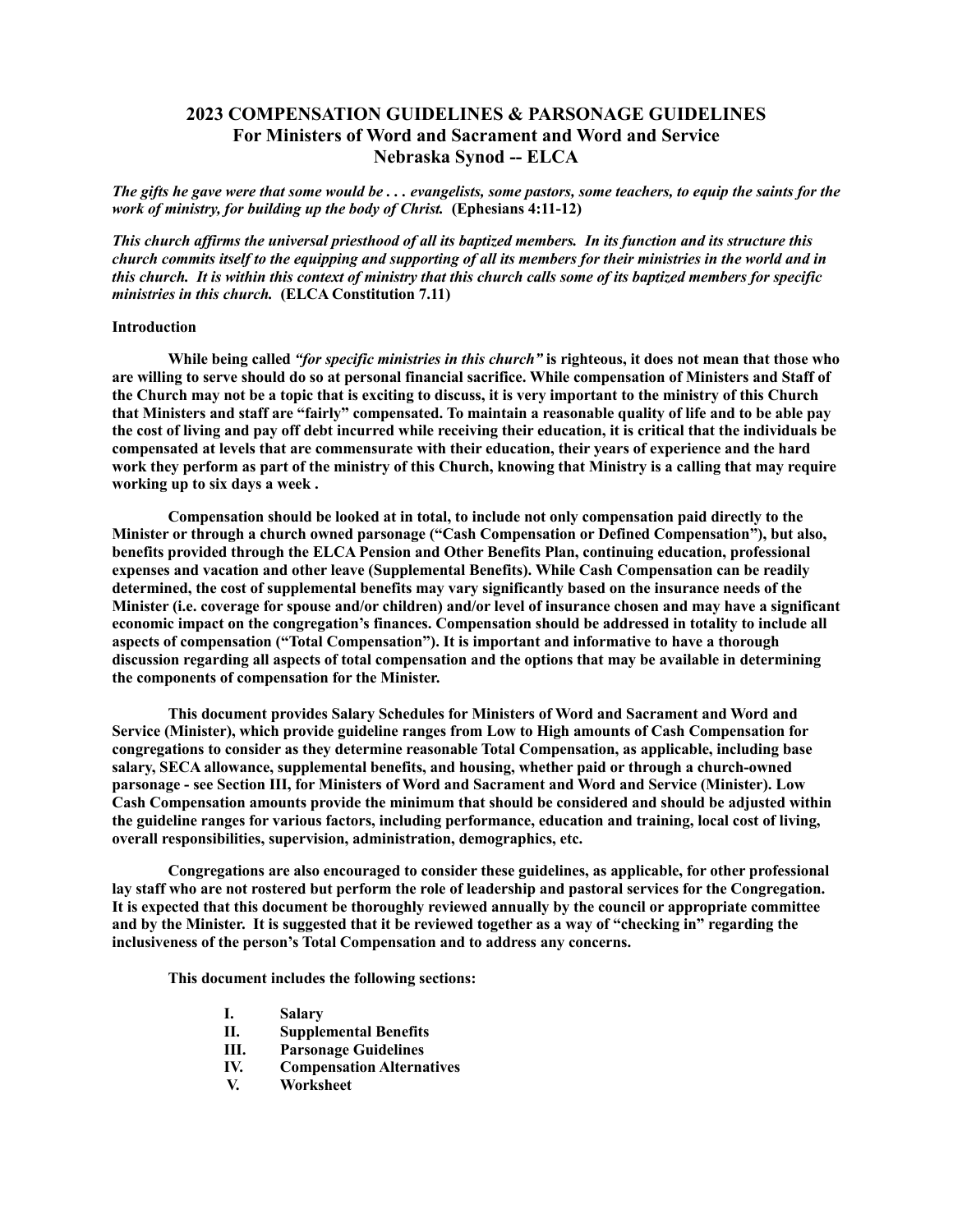# 2023 COMPENSATION GUIDELINES & PARSONAGE GUIDELINES
## For Ministers of Word and Sacrament and Word and Service
## Nebraska Synod -- ELCA

***The gifts he gave were that some would be . . . evangelists, some pastors, some teachers, to equip the saints for the work of ministry, for building up the body of Christ.*** **(Ephesians 4:11-12)**

***This church affirms the universal priesthood of all its baptized members. In its function and its structure this church commits itself to the equipping and supporting of all its members for their ministries in the world and in this church. It is within this context of ministry that this church calls some of its baptized members for specific ministries in this church.*** **(ELCA Constitution 7.11)**

**Introduction**

**While being called *"for specific ministries in this church"* is righteous, it does not mean that those who are willing to serve should do so at personal financial sacrifice. While compensation of Ministers and Staff of the Church may not be a topic that is exciting to discuss, it is very important to the ministry of this Church that Ministers and staff are "fairly" compensated. To maintain a reasonable quality of life and to be able pay the cost of living and pay off debt incurred while receiving their education, it is critical that the individuals be compensated at levels that are commensurate with their education, their years of experience and the hard work they perform as part of the ministry of this Church, knowing that Ministry is a calling that may require working up to six days a week .**

**Compensation should be looked at in total, to include not only compensation paid directly to the Minister or through a church owned parsonage ("Cash Compensation or Defined Compensation"), but also, benefits provided through the ELCA Pension and Other Benefits Plan, continuing education, professional expenses and vacation and other leave (Supplemental Benefits). While Cash Compensation can be readily determined, the cost of supplemental benefits may vary significantly based on the insurance needs of the Minister (i.e. coverage for spouse and/or children) and/or level of insurance chosen and may have a significant economic impact on the congregation's finances. Compensation should be addressed in totality to include all aspects of compensation ("Total Compensation"). It is important and informative to have a thorough discussion regarding all aspects of total compensation and the options that may be available in determining the components of compensation for the Minister.**

**This document provides Salary Schedules for Ministers of Word and Sacrament and Word and Service (Minister), which provide guideline ranges from Low to High amounts of Cash Compensation for congregations to consider as they determine reasonable Total Compensation, as applicable, including base salary, SECA allowance, supplemental benefits, and housing, whether paid or through a church-owned parsonage - see Section III, for Ministers of Word and Sacrament and Word and Service (Minister). Low Cash Compensation amounts provide the minimum that should be considered and should be adjusted within the guideline ranges for various factors, including performance, education and training, local cost of living, overall responsibilities, supervision, administration, demographics, etc.**

**Congregations are also encouraged to consider these guidelines, as applicable, for other professional lay staff who are not rostered but perform the role of leadership and pastoral services for the Congregation. It is expected that this document be thoroughly reviewed annually by the council or appropriate committee and by the Minister. It is suggested that it be reviewed together as a way of "checking in" regarding the inclusiveness of the person's Total Compensation and to address any concerns.**

**This document includes the following sections:**

- **I. Salary**
- **II. Supplemental Benefits**
- **III. Parsonage Guidelines**
- **IV. Compensation Alternatives**
- **V. Worksheet**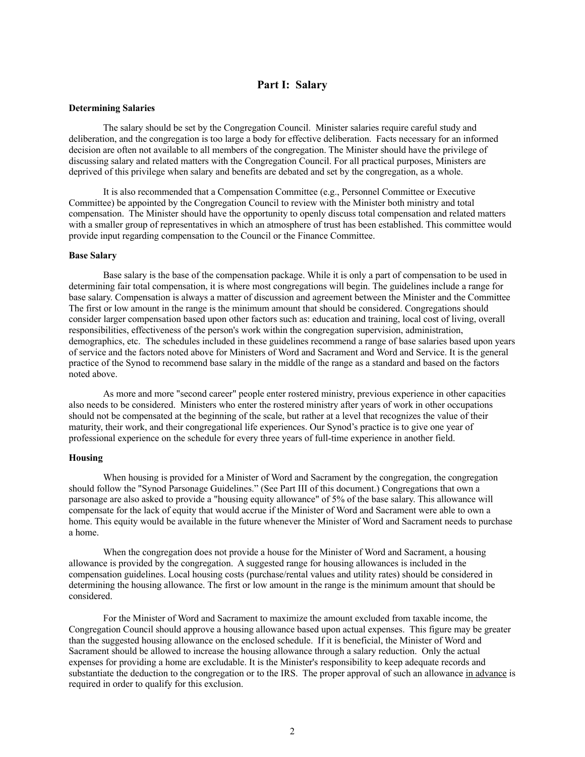## Part I: Salary

### Determining Salaries

The salary should be set by the Congregation Council. Minister salaries require careful study and deliberation, and the congregation is too large a body for effective deliberation. Facts necessary for an informed decision are often not available to all members of the congregation. The Minister should have the privilege of discussing salary and related matters with the Congregation Council. For all practical purposes, Ministers are deprived of this privilege when salary and benefits are debated and set by the congregation, as a whole.

It is also recommended that a Compensation Committee (e.g., Personnel Committee or Executive Committee) be appointed by the Congregation Council to review with the Minister both ministry and total compensation. The Minister should have the opportunity to openly discuss total compensation and related matters with a smaller group of representatives in which an atmosphere of trust has been established. This committee would provide input regarding compensation to the Council or the Finance Committee.

### Base Salary

Base salary is the base of the compensation package. While it is only a part of compensation to be used in determining fair total compensation, it is where most congregations will begin. The guidelines include a range for base salary. Compensation is always a matter of discussion and agreement between the Minister and the Committee The first or low amount in the range is the minimum amount that should be considered. Congregations should consider larger compensation based upon other factors such as: education and training, local cost of living, overall responsibilities, effectiveness of the person's work within the congregation supervision, administration, demographics, etc. The schedules included in these guidelines recommend a range of base salaries based upon years of service and the factors noted above for Ministers of Word and Sacrament and Word and Service. It is the general practice of the Synod to recommend base salary in the middle of the range as a standard and based on the factors noted above.

As more and more "second career" people enter rostered ministry, previous experience in other capacities also needs to be considered. Ministers who enter the rostered ministry after years of work in other occupations should not be compensated at the beginning of the scale, but rather at a level that recognizes the value of their maturity, their work, and their congregational life experiences. Our Synod's practice is to give one year of professional experience on the schedule for every three years of full-time experience in another field.

### Housing

When housing is provided for a Minister of Word and Sacrament by the congregation, the congregation should follow the "Synod Parsonage Guidelines." (See Part III of this document.) Congregations that own a parsonage are also asked to provide a "housing equity allowance" of 5% of the base salary. This allowance will compensate for the lack of equity that would accrue if the Minister of Word and Sacrament were able to own a home. This equity would be available in the future whenever the Minister of Word and Sacrament needs to purchase a home.

When the congregation does not provide a house for the Minister of Word and Sacrament, a housing allowance is provided by the congregation. A suggested range for housing allowances is included in the compensation guidelines. Local housing costs (purchase/rental values and utility rates) should be considered in determining the housing allowance. The first or low amount in the range is the minimum amount that should be considered.

For the Minister of Word and Sacrament to maximize the amount excluded from taxable income, the Congregation Council should approve a housing allowance based upon actual expenses. This figure may be greater than the suggested housing allowance on the enclosed schedule. If it is beneficial, the Minister of Word and Sacrament should be allowed to increase the housing allowance through a salary reduction. Only the actual expenses for providing a home are excludable. It is the Minister's responsibility to keep adequate records and substantiate the deduction to the congregation or to the IRS. The proper approval of such an allowance <u>in advance</u> is required in order to qualify for this exclusion.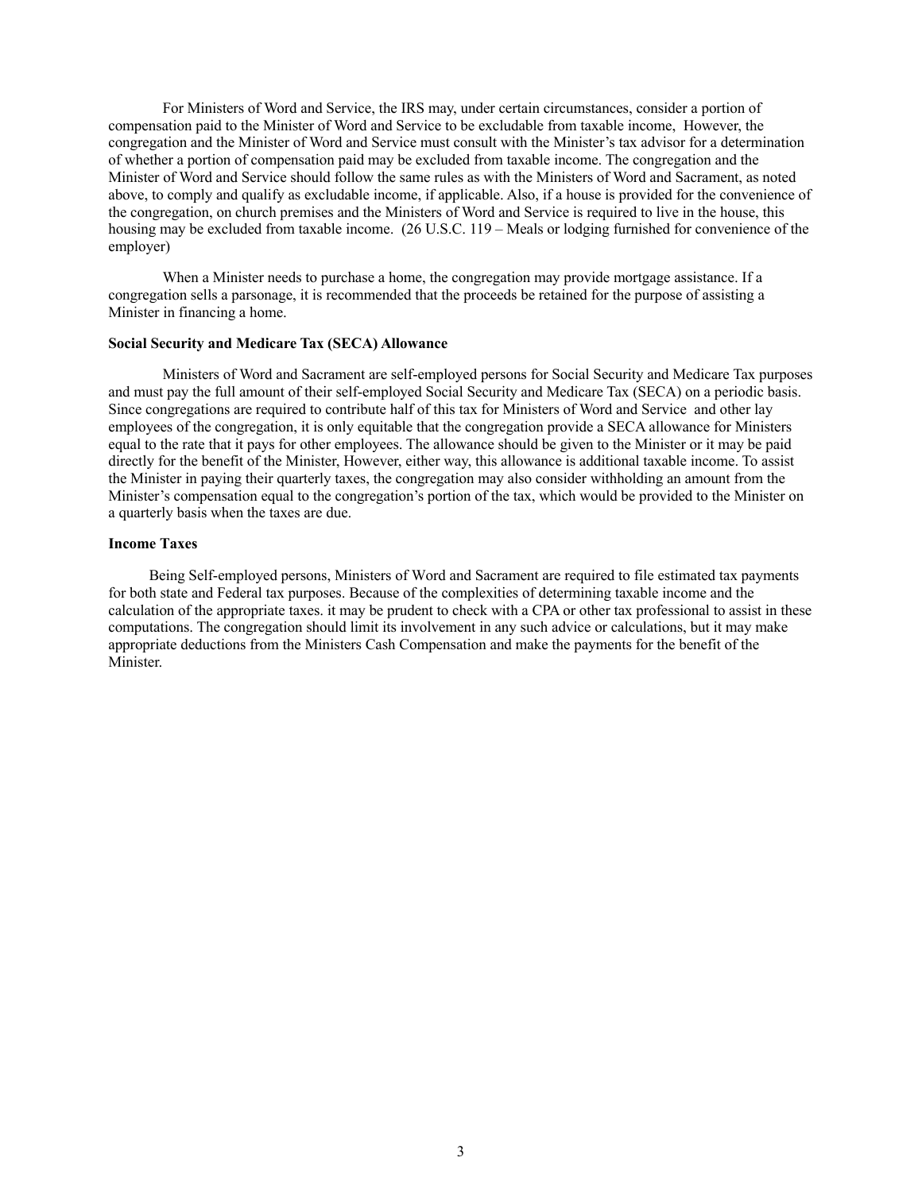For Ministers of Word and Service, the IRS may, under certain circumstances, consider a portion of compensation paid to the Minister of Word and Service to be excludable from taxable income,  However, the congregation and the Minister of Word and Service must consult with the Minister's tax advisor for a determination of whether a portion of compensation paid may be excluded from taxable income. The congregation and the Minister of Word and Service should follow the same rules as with the Ministers of Word and Sacrament, as noted above, to comply and qualify as excludable income, if applicable. Also, if a house is provided for the convenience of the congregation, on church premises and the Ministers of Word and Service is required to live in the house, this housing may be excluded from taxable income.  (26 U.S.C. 119 – Meals or lodging furnished for convenience of the employer)

When a Minister needs to purchase a home, the congregation may provide mortgage assistance. If a congregation sells a parsonage, it is recommended that the proceeds be retained for the purpose of assisting a Minister in financing a home.

**Social Security and Medicare Tax (SECA) Allowance**

Ministers of Word and Sacrament are self-employed persons for Social Security and Medicare Tax purposes and must pay the full amount of their self-employed Social Security and Medicare Tax (SECA) on a periodic basis. Since congregations are required to contribute half of this tax for Ministers of Word and Service  and other lay employees of the congregation, it is only equitable that the congregation provide a SECA allowance for Ministers equal to the rate that it pays for other employees. The allowance should be given to the Minister or it may be paid directly for the benefit of the Minister, However, either way, this allowance is additional taxable income. To assist the Minister in paying their quarterly taxes, the congregation may also consider withholding an amount from the Minister's compensation equal to the congregation's portion of the tax, which would be provided to the Minister on a quarterly basis when the taxes are due.

**Income Taxes**

Being Self-employed persons, Ministers of Word and Sacrament are required to file estimated tax payments for both state and Federal tax purposes. Because of the complexities of determining taxable income and the calculation of the appropriate taxes. it may be prudent to check with a CPA or other tax professional to assist in these computations. The congregation should limit its involvement in any such advice or calculations, but it may make appropriate deductions from the Ministers Cash Compensation and make the payments for the benefit of the Minister.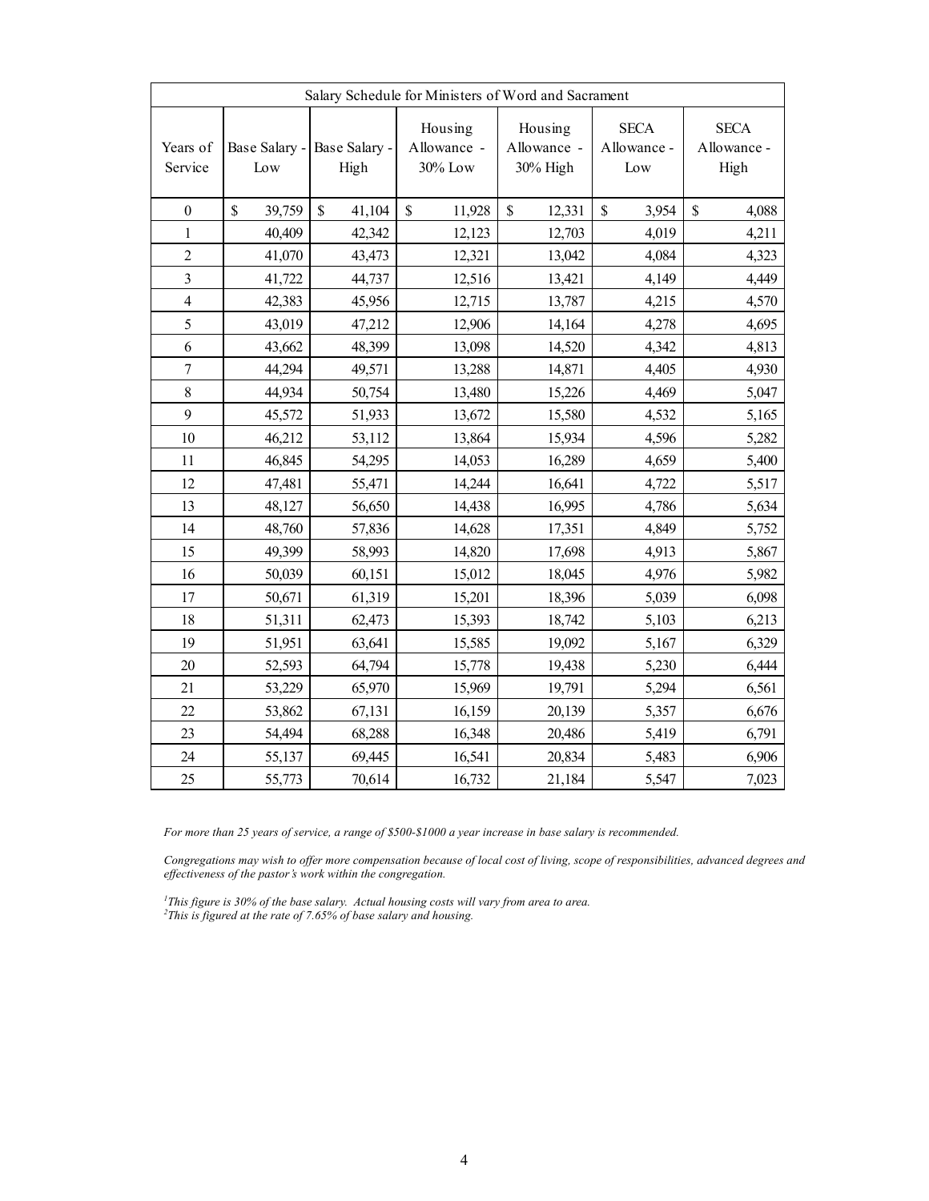| Salary Schedule for Ministers of Word and Sacrament | | | | | | |
|---|---|---|---|---|---|---|
| Years of Service | Base Salary - Low | Base Salary - High | Housing Allowance - 30% Low | Housing Allowance - 30% High | SECA Allowance - Low | SECA Allowance - High |
| 0 | $ 39,759 | $ 41,104 | $ 11,928 | $ 12,331 | $ 3,954 | $ 4,088 |
| 1 | 40,409 | 42,342 | 12,123 | 12,703 | 4,019 | 4,211 |
| 2 | 41,070 | 43,473 | 12,321 | 13,042 | 4,084 | 4,323 |
| 3 | 41,722 | 44,737 | 12,516 | 13,421 | 4,149 | 4,449 |
| 4 | 42,383 | 45,956 | 12,715 | 13,787 | 4,215 | 4,570 |
| 5 | 43,019 | 47,212 | 12,906 | 14,164 | 4,278 | 4,695 |
| 6 | 43,662 | 48,399 | 13,098 | 14,520 | 4,342 | 4,813 |
| 7 | 44,294 | 49,571 | 13,288 | 14,871 | 4,405 | 4,930 |
| 8 | 44,934 | 50,754 | 13,480 | 15,226 | 4,469 | 5,047 |
| 9 | 45,572 | 51,933 | 13,672 | 15,580 | 4,532 | 5,165 |
| 10 | 46,212 | 53,112 | 13,864 | 15,934 | 4,596 | 5,282 |
| 11 | 46,845 | 54,295 | 14,053 | 16,289 | 4,659 | 5,400 |
| 12 | 47,481 | 55,471 | 14,244 | 16,641 | 4,722 | 5,517 |
| 13 | 48,127 | 56,650 | 14,438 | 16,995 | 4,786 | 5,634 |
| 14 | 48,760 | 57,836 | 14,628 | 17,351 | 4,849 | 5,752 |
| 15 | 49,399 | 58,993 | 14,820 | 17,698 | 4,913 | 5,867 |
| 16 | 50,039 | 60,151 | 15,012 | 18,045 | 4,976 | 5,982 |
| 17 | 50,671 | 61,319 | 15,201 | 18,396 | 5,039 | 6,098 |
| 18 | 51,311 | 62,473 | 15,393 | 18,742 | 5,103 | 6,213 |
| 19 | 51,951 | 63,641 | 15,585 | 19,092 | 5,167 | 6,329 |
| 20 | 52,593 | 64,794 | 15,778 | 19,438 | 5,230 | 6,444 |
| 21 | 53,229 | 65,970 | 15,969 | 19,791 | 5,294 | 6,561 |
| 22 | 53,862 | 67,131 | 16,159 | 20,139 | 5,357 | 6,676 |
| 23 | 54,494 | 68,288 | 16,348 | 20,486 | 5,419 | 6,791 |
| 24 | 55,137 | 69,445 | 16,541 | 20,834 | 5,483 | 6,906 |
| 25 | 55,773 | 70,614 | 16,732 | 21,184 | 5,547 | 7,023 |

*For more than 25 years of service, a range of $500-$1000 a year increase in base salary is recommended.*

*Congregations may wish to offer more compensation because of local cost of living, scope of responsibilities, advanced degrees and effectiveness of the pastor's work within the congregation.*

*[1]This figure is 30% of the base salary. Actual housing costs will vary from area to area.*
*[2]This is figured at the rate of 7.65% of base salary and housing.*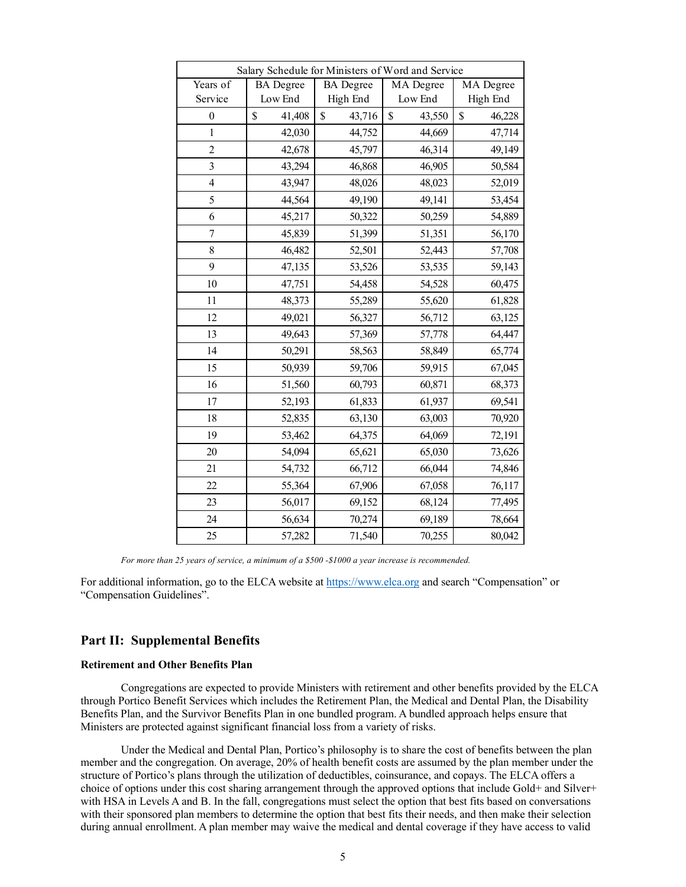| Salary Schedule for Ministers of Word and Service | | | | |
|---|---|---|---|---|
| Years of Service | BA Degree Low End | BA Degree High End | MA Degree Low End | MA Degree High End |
| 0 | $ 41,408 | $ 43,716 | $ 43,550 | $ 46,228 |
| 1 | 42,030 | 44,752 | 44,669 | 47,714 |
| 2 | 42,678 | 45,797 | 46,314 | 49,149 |
| 3 | 43,294 | 46,868 | 46,905 | 50,584 |
| 4 | 43,947 | 48,026 | 48,023 | 52,019 |
| 5 | 44,564 | 49,190 | 49,141 | 53,454 |
| 6 | 45,217 | 50,322 | 50,259 | 54,889 |
| 7 | 45,839 | 51,399 | 51,351 | 56,170 |
| 8 | 46,482 | 52,501 | 52,443 | 57,708 |
| 9 | 47,135 | 53,526 | 53,535 | 59,143 |
| 10 | 47,751 | 54,458 | 54,528 | 60,475 |
| 11 | 48,373 | 55,289 | 55,620 | 61,828 |
| 12 | 49,021 | 56,327 | 56,712 | 63,125 |
| 13 | 49,643 | 57,369 | 57,778 | 64,447 |
| 14 | 50,291 | 58,563 | 58,849 | 65,774 |
| 15 | 50,939 | 59,706 | 59,915 | 67,045 |
| 16 | 51,560 | 60,793 | 60,871 | 68,373 |
| 17 | 52,193 | 61,833 | 61,937 | 69,541 |
| 18 | 52,835 | 63,130 | 63,003 | 70,920 |
| 19 | 53,462 | 64,375 | 64,069 | 72,191 |
| 20 | 54,094 | 65,621 | 65,030 | 73,626 |
| 21 | 54,732 | 66,712 | 66,044 | 74,846 |
| 22 | 55,364 | 67,906 | 67,058 | 76,117 |
| 23 | 56,017 | 69,152 | 68,124 | 77,495 |
| 24 | 56,634 | 70,274 | 69,189 | 78,664 |
| 25 | 57,282 | 71,540 | 70,255 | 80,042 |

*For more than 25 years of service, a minimum of a $500 -$1000 a year increase is recommended.*

For additional information, go to the ELCA website at https://www.elca.org and search "Compensation" or "Compensation Guidelines".

## Part II: Supplemental Benefits

**Retirement and Other Benefits Plan**

Congregations are expected to provide Ministers with retirement and other benefits provided by the ELCA through Portico Benefit Services which includes the Retirement Plan, the Medical and Dental Plan, the Disability Benefits Plan, and the Survivor Benefits Plan in one bundled program. A bundled approach helps ensure that Ministers are protected against significant financial loss from a variety of risks.

Under the Medical and Dental Plan, Portico's philosophy is to share the cost of benefits between the plan member and the congregation. On average, 20% of health benefit costs are assumed by the plan member under the structure of Portico's plans through the utilization of deductibles, coinsurance, and copays. The ELCA offers a choice of options under this cost sharing arrangement through the approved options that include Gold+ and Silver+ with HSA in Levels A and B. In the fall, congregations must select the option that best fits based on conversations with their sponsored plan members to determine the option that best fits their needs, and then make their selection during annual enrollment. A plan member may waive the medical and dental coverage if they have access to valid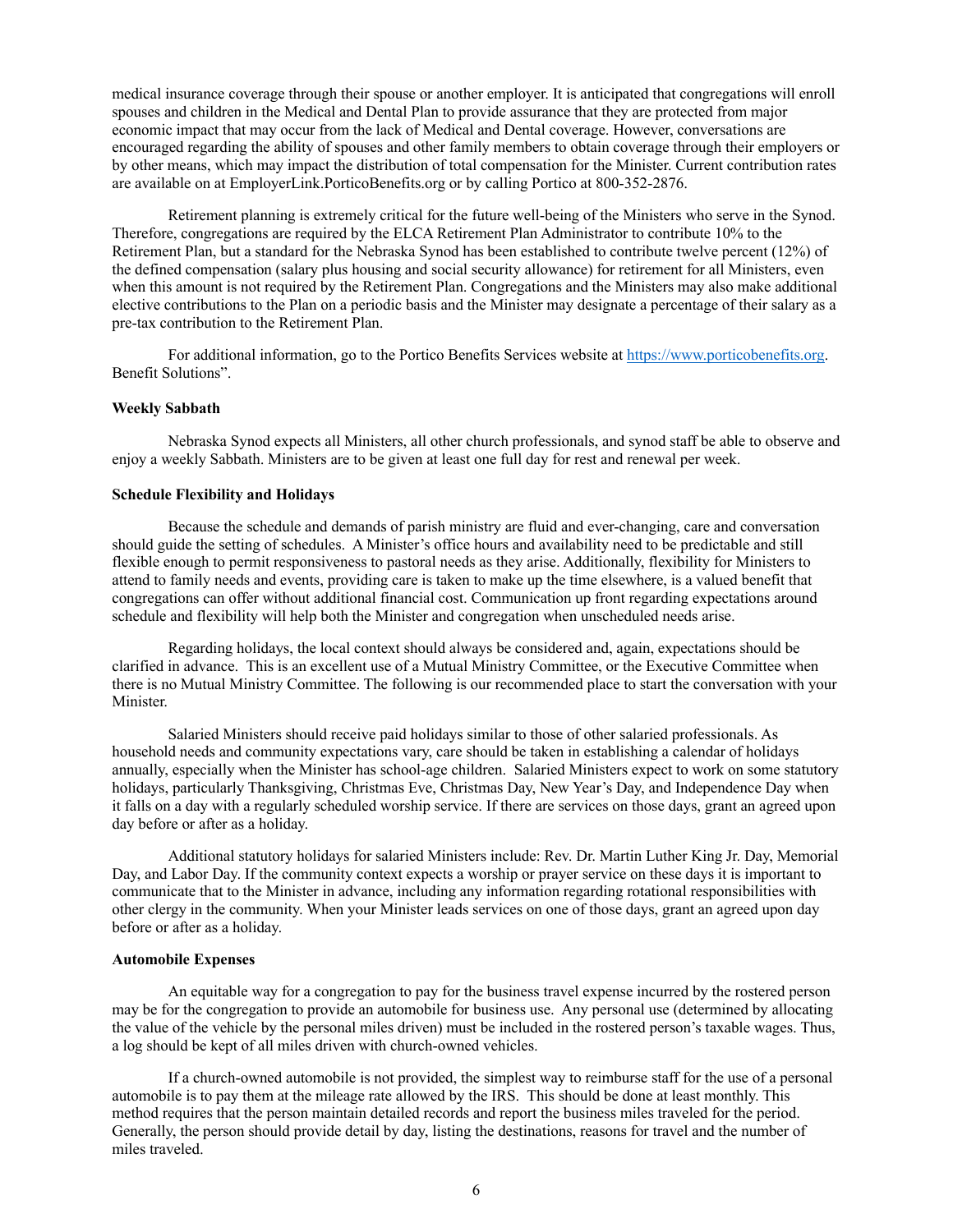medical insurance coverage through their spouse or another employer. It is anticipated that congregations will enroll spouses and children in the Medical and Dental Plan to provide assurance that they are protected from major economic impact that may occur from the lack of Medical and Dental coverage. However, conversations are encouraged regarding the ability of spouses and other family members to obtain coverage through their employers or by other means, which may impact the distribution of total compensation for the Minister. Current contribution rates are available on at EmployerLink.PorticoBenefits.org or by calling Portico at 800-352-2876.

Retirement planning is extremely critical for the future well-being of the Ministers who serve in the Synod. Therefore, congregations are required by the ELCA Retirement Plan Administrator to contribute 10% to the Retirement Plan, but a standard for the Nebraska Synod has been established to contribute twelve percent (12%) of the defined compensation (salary plus housing and social security allowance) for retirement for all Ministers, even when this amount is not required by the Retirement Plan. Congregations and the Ministers may also make additional elective contributions to the Plan on a periodic basis and the Minister may designate a percentage of their salary as a pre-tax contribution to the Retirement Plan.

For additional information, go to the Portico Benefits Services website at https://www.porticobenefits.org. Benefit Solutions".

**Weekly Sabbath**

Nebraska Synod expects all Ministers, all other church professionals, and synod staff be able to observe and enjoy a weekly Sabbath. Ministers are to be given at least one full day for rest and renewal per week.

**Schedule Flexibility and Holidays**

Because the schedule and demands of parish ministry are fluid and ever-changing, care and conversation should guide the setting of schedules. A Minister's office hours and availability need to be predictable and still flexible enough to permit responsiveness to pastoral needs as they arise. Additionally, flexibility for Ministers to attend to family needs and events, providing care is taken to make up the time elsewhere, is a valued benefit that congregations can offer without additional financial cost. Communication up front regarding expectations around schedule and flexibility will help both the Minister and congregation when unscheduled needs arise.

Regarding holidays, the local context should always be considered and, again, expectations should be clarified in advance. This is an excellent use of a Mutual Ministry Committee, or the Executive Committee when there is no Mutual Ministry Committee. The following is our recommended place to start the conversation with your Minister.

Salaried Ministers should receive paid holidays similar to those of other salaried professionals. As household needs and community expectations vary, care should be taken in establishing a calendar of holidays annually, especially when the Minister has school-age children. Salaried Ministers expect to work on some statutory holidays, particularly Thanksgiving, Christmas Eve, Christmas Day, New Year's Day, and Independence Day when it falls on a day with a regularly scheduled worship service. If there are services on those days, grant an agreed upon day before or after as a holiday.

Additional statutory holidays for salaried Ministers include: Rev. Dr. Martin Luther King Jr. Day, Memorial Day, and Labor Day. If the community context expects a worship or prayer service on these days it is important to communicate that to the Minister in advance, including any information regarding rotational responsibilities with other clergy in the community. When your Minister leads services on one of those days, grant an agreed upon day before or after as a holiday.

**Automobile Expenses**

An equitable way for a congregation to pay for the business travel expense incurred by the rostered person may be for the congregation to provide an automobile for business use. Any personal use (determined by allocating the value of the vehicle by the personal miles driven) must be included in the rostered person's taxable wages. Thus, a log should be kept of all miles driven with church-owned vehicles.

If a church-owned automobile is not provided, the simplest way to reimburse staff for the use of a personal automobile is to pay them at the mileage rate allowed by the IRS. This should be done at least monthly. This method requires that the person maintain detailed records and report the business miles traveled for the period. Generally, the person should provide detail by day, listing the destinations, reasons for travel and the number of miles traveled.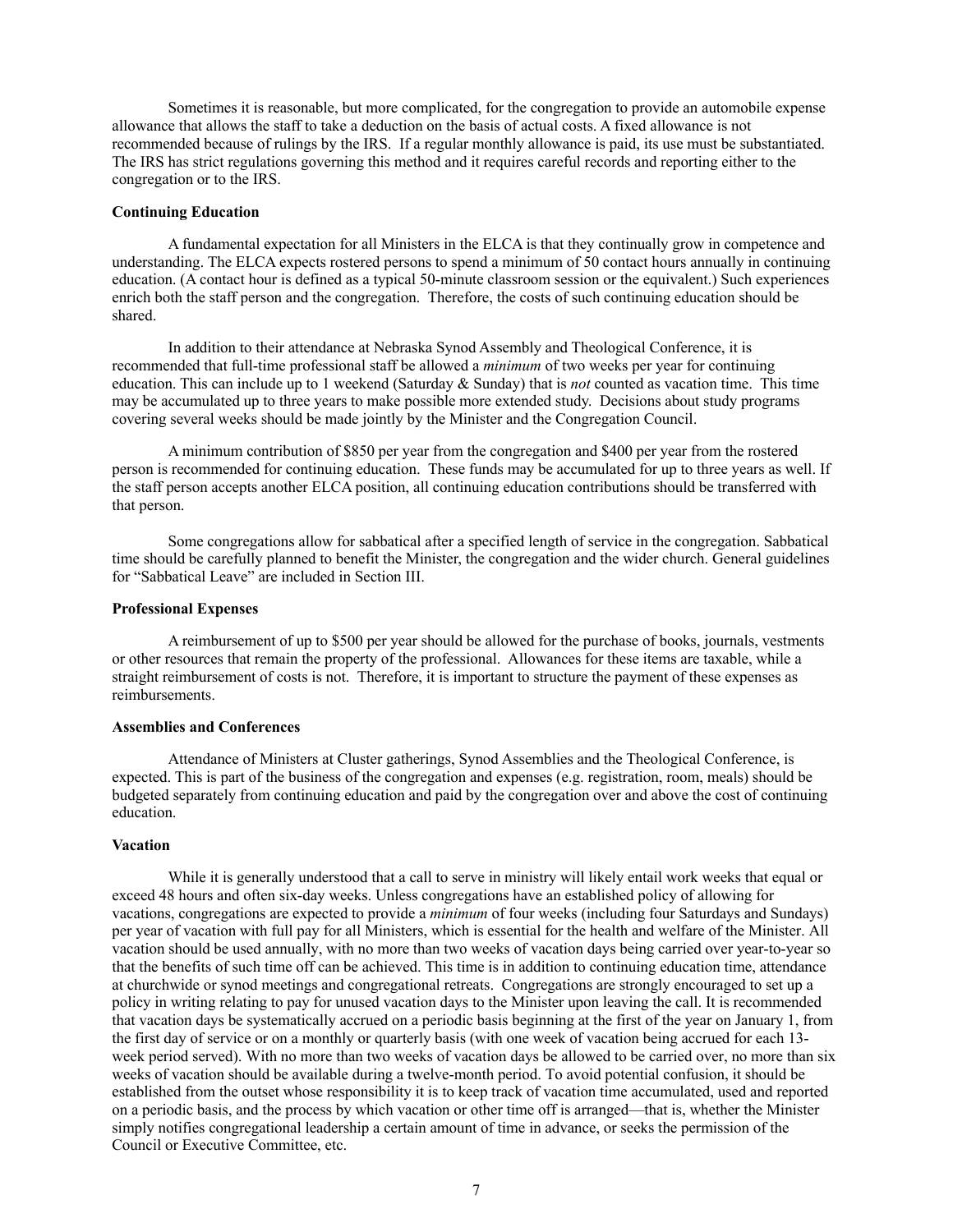Sometimes it is reasonable, but more complicated, for the congregation to provide an automobile expense allowance that allows the staff to take a deduction on the basis of actual costs. A fixed allowance is not recommended because of rulings by the IRS. If a regular monthly allowance is paid, its use must be substantiated. The IRS has strict regulations governing this method and it requires careful records and reporting either to the congregation or to the IRS.

**Continuing Education**

A fundamental expectation for all Ministers in the ELCA is that they continually grow in competence and understanding. The ELCA expects rostered persons to spend a minimum of 50 contact hours annually in continuing education. (A contact hour is defined as a typical 50-minute classroom session or the equivalent.) Such experiences enrich both the staff person and the congregation. Therefore, the costs of such continuing education should be shared.

In addition to their attendance at Nebraska Synod Assembly and Theological Conference, it is recommended that full-time professional staff be allowed a *minimum* of two weeks per year for continuing education. This can include up to 1 weekend (Saturday & Sunday) that is *not* counted as vacation time. This time may be accumulated up to three years to make possible more extended study. Decisions about study programs covering several weeks should be made jointly by the Minister and the Congregation Council.

A minimum contribution of $850 per year from the congregation and $400 per year from the rostered person is recommended for continuing education. These funds may be accumulated for up to three years as well. If the staff person accepts another ELCA position, all continuing education contributions should be transferred with that person.

Some congregations allow for sabbatical after a specified length of service in the congregation. Sabbatical time should be carefully planned to benefit the Minister, the congregation and the wider church. General guidelines for "Sabbatical Leave" are included in Section III.

**Professional Expenses**

A reimbursement of up to $500 per year should be allowed for the purchase of books, journals, vestments or other resources that remain the property of the professional. Allowances for these items are taxable, while a straight reimbursement of costs is not. Therefore, it is important to structure the payment of these expenses as reimbursements.

**Assemblies and Conferences**

Attendance of Ministers at Cluster gatherings, Synod Assemblies and the Theological Conference, is expected. This is part of the business of the congregation and expenses (e.g. registration, room, meals) should be budgeted separately from continuing education and paid by the congregation over and above the cost of continuing education.

**Vacation**

While it is generally understood that a call to serve in ministry will likely entail work weeks that equal or exceed 48 hours and often six-day weeks. Unless congregations have an established policy of allowing for vacations, congregations are expected to provide a *minimum* of four weeks (including four Saturdays and Sundays) per year of vacation with full pay for all Ministers, which is essential for the health and welfare of the Minister. All vacation should be used annually, with no more than two weeks of vacation days being carried over year-to-year so that the benefits of such time off can be achieved. This time is in addition to continuing education time, attendance at churchwide or synod meetings and congregational retreats. Congregations are strongly encouraged to set up a policy in writing relating to pay for unused vacation days to the Minister upon leaving the call. It is recommended that vacation days be systematically accrued on a periodic basis beginning at the first of the year on January 1, from the first day of service or on a monthly or quarterly basis (with one week of vacation being accrued for each 13-week period served). With no more than two weeks of vacation days be allowed to be carried over, no more than six weeks of vacation should be available during a twelve-month period. To avoid potential confusion, it should be established from the outset whose responsibility it is to keep track of vacation time accumulated, used and reported on a periodic basis, and the process by which vacation or other time off is arranged—that is, whether the Minister simply notifies congregational leadership a certain amount of time in advance, or seeks the permission of the Council or Executive Committee, etc.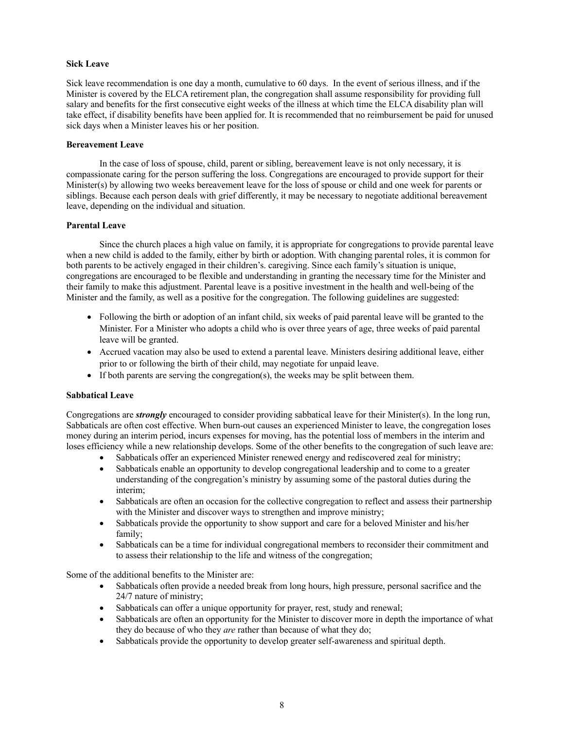**Sick Leave**

Sick leave recommendation is one day a month, cumulative to 60 days. In the event of serious illness, and if the Minister is covered by the ELCA retirement plan, the congregation shall assume responsibility for providing full salary and benefits for the first consecutive eight weeks of the illness at which time the ELCA disability plan will take effect, if disability benefits have been applied for. It is recommended that no reimbursement be paid for unused sick days when a Minister leaves his or her position.

**Bereavement Leave**

In the case of loss of spouse, child, parent or sibling, bereavement leave is not only necessary, it is compassionate caring for the person suffering the loss. Congregations are encouraged to provide support for their Minister(s) by allowing two weeks bereavement leave for the loss of spouse or child and one week for parents or siblings. Because each person deals with grief differently, it may be necessary to negotiate additional bereavement leave, depending on the individual and situation.

**Parental Leave**

Since the church places a high value on family, it is appropriate for congregations to provide parental leave when a new child is added to the family, either by birth or adoption. With changing parental roles, it is common for both parents to be actively engaged in their children's. caregiving. Since each family's situation is unique, congregations are encouraged to be flexible and understanding in granting the necessary time for the Minister and their family to make this adjustment. Parental leave is a positive investment in the health and well-being of the Minister and the family, as well as a positive for the congregation. The following guidelines are suggested:

- Following the birth or adoption of an infant child, six weeks of paid parental leave will be granted to the Minister. For a Minister who adopts a child who is over three years of age, three weeks of paid parental leave will be granted.
- Accrued vacation may also be used to extend a parental leave. Ministers desiring additional leave, either prior to or following the birth of their child, may negotiate for unpaid leave.
- If both parents are serving the congregation(s), the weeks may be split between them.

**Sabbatical Leave**

Congregations are ***strongly*** encouraged to consider providing sabbatical leave for their Minister(s). In the long run, Sabbaticals are often cost effective. When burn-out causes an experienced Minister to leave, the congregation loses money during an interim period, incurs expenses for moving, has the potential loss of members in the interim and loses efficiency while a new relationship develops. Some of the other benefits to the congregation of such leave are:

- Sabbaticals offer an experienced Minister renewed energy and rediscovered zeal for ministry;
- Sabbaticals enable an opportunity to develop congregational leadership and to come to a greater understanding of the congregation's ministry by assuming some of the pastoral duties during the interim;
- Sabbaticals are often an occasion for the collective congregation to reflect and assess their partnership with the Minister and discover ways to strengthen and improve ministry;
- Sabbaticals provide the opportunity to show support and care for a beloved Minister and his/her family;
- Sabbaticals can be a time for individual congregational members to reconsider their commitment and to assess their relationship to the life and witness of the congregation;

Some of the additional benefits to the Minister are:

- Sabbaticals often provide a needed break from long hours, high pressure, personal sacrifice and the 24/7 nature of ministry;
- Sabbaticals can offer a unique opportunity for prayer, rest, study and renewal;
- Sabbaticals are often an opportunity for the Minister to discover more in depth the importance of what they do because of who they *are* rather than because of what they do;
- Sabbaticals provide the opportunity to develop greater self-awareness and spiritual depth.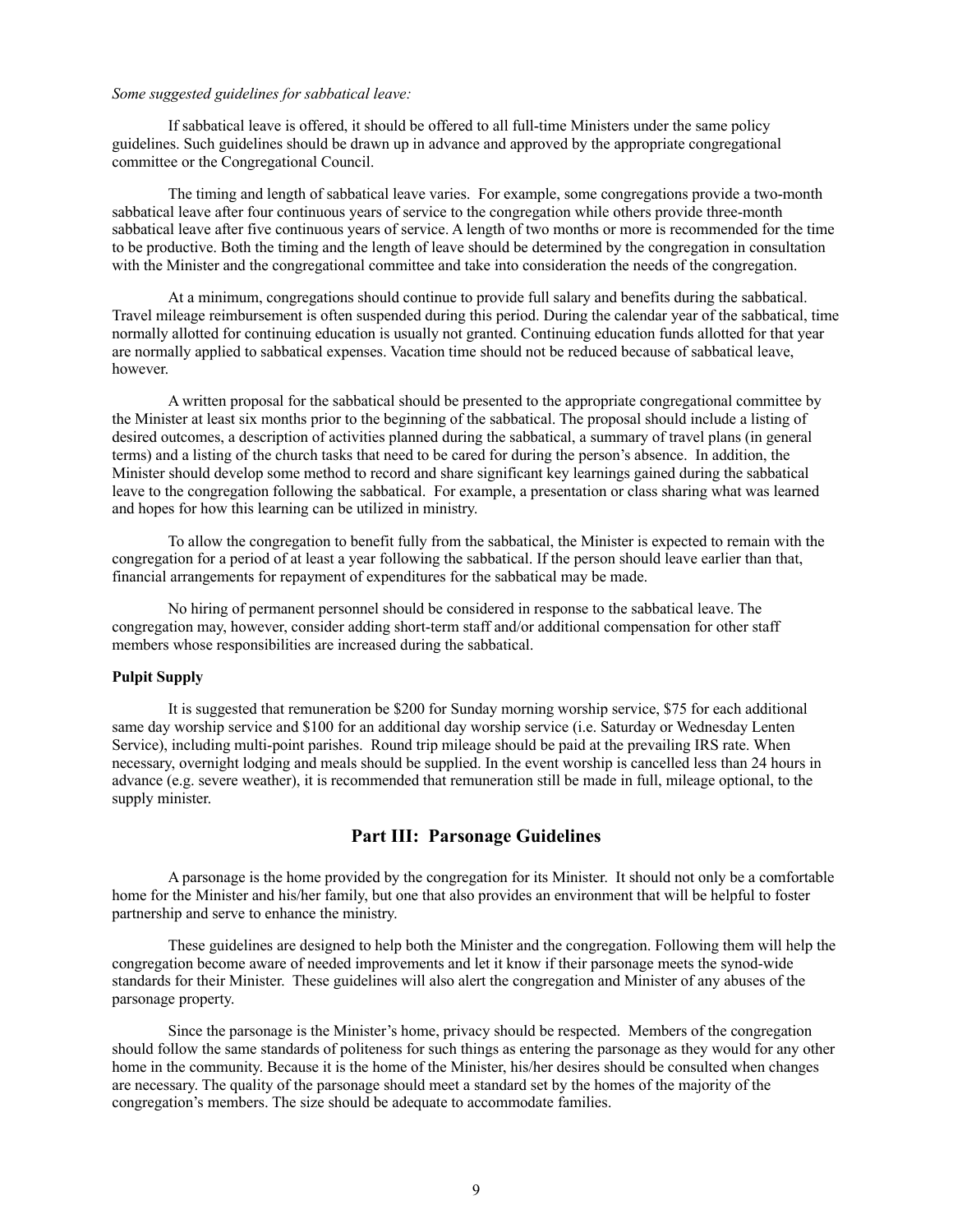*Some suggested guidelines for sabbatical leave:*

If sabbatical leave is offered, it should be offered to all full-time Ministers under the same policy guidelines. Such guidelines should be drawn up in advance and approved by the appropriate congregational committee or the Congregational Council.

The timing and length of sabbatical leave varies. For example, some congregations provide a two-month sabbatical leave after four continuous years of service to the congregation while others provide three-month sabbatical leave after five continuous years of service. A length of two months or more is recommended for the time to be productive. Both the timing and the length of leave should be determined by the congregation in consultation with the Minister and the congregational committee and take into consideration the needs of the congregation.

At a minimum, congregations should continue to provide full salary and benefits during the sabbatical. Travel mileage reimbursement is often suspended during this period. During the calendar year of the sabbatical, time normally allotted for continuing education is usually not granted. Continuing education funds allotted for that year are normally applied to sabbatical expenses. Vacation time should not be reduced because of sabbatical leave, however.

A written proposal for the sabbatical should be presented to the appropriate congregational committee by the Minister at least six months prior to the beginning of the sabbatical. The proposal should include a listing of desired outcomes, a description of activities planned during the sabbatical, a summary of travel plans (in general terms) and a listing of the church tasks that need to be cared for during the person's absence. In addition, the Minister should develop some method to record and share significant key learnings gained during the sabbatical leave to the congregation following the sabbatical. For example, a presentation or class sharing what was learned and hopes for how this learning can be utilized in ministry.

To allow the congregation to benefit fully from the sabbatical, the Minister is expected to remain with the congregation for a period of at least a year following the sabbatical. If the person should leave earlier than that, financial arrangements for repayment of expenditures for the sabbatical may be made.

No hiring of permanent personnel should be considered in response to the sabbatical leave. The congregation may, however, consider adding short-term staff and/or additional compensation for other staff members whose responsibilities are increased during the sabbatical.

**Pulpit Supply**

It is suggested that remuneration be $200 for Sunday morning worship service, $75 for each additional same day worship service and $100 for an additional day worship service (i.e. Saturday or Wednesday Lenten Service), including multi-point parishes. Round trip mileage should be paid at the prevailing IRS rate. When necessary, overnight lodging and meals should be supplied. In the event worship is cancelled less than 24 hours in advance (e.g. severe weather), it is recommended that remuneration still be made in full, mileage optional, to the supply minister.

## Part III: Parsonage Guidelines

A parsonage is the home provided by the congregation for its Minister. It should not only be a comfortable home for the Minister and his/her family, but one that also provides an environment that will be helpful to foster partnership and serve to enhance the ministry.

These guidelines are designed to help both the Minister and the congregation. Following them will help the congregation become aware of needed improvements and let it know if their parsonage meets the synod-wide standards for their Minister. These guidelines will also alert the congregation and Minister of any abuses of the parsonage property.

Since the parsonage is the Minister's home, privacy should be respected. Members of the congregation should follow the same standards of politeness for such things as entering the parsonage as they would for any other home in the community. Because it is the home of the Minister, his/her desires should be consulted when changes are necessary. The quality of the parsonage should meet a standard set by the homes of the majority of the congregation's members. The size should be adequate to accommodate families.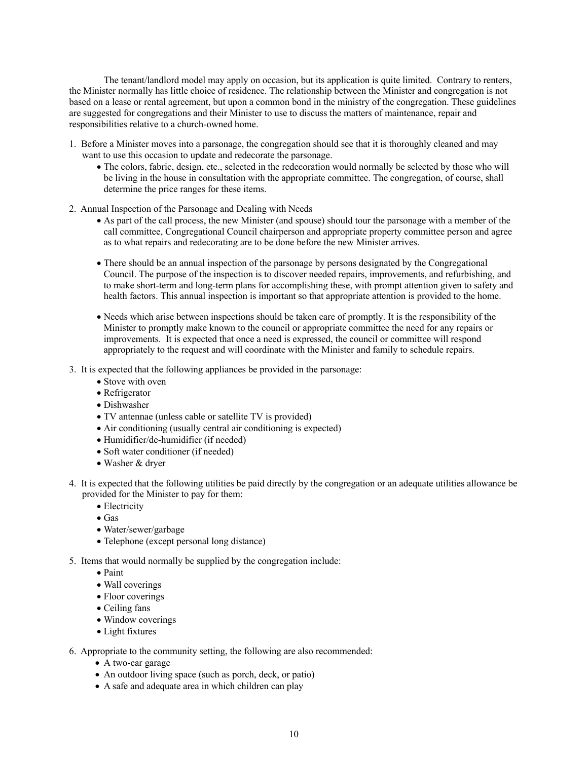The tenant/landlord model may apply on occasion, but its application is quite limited. Contrary to renters, the Minister normally has little choice of residence. The relationship between the Minister and congregation is not based on a lease or rental agreement, but upon a common bond in the ministry of the congregation. These guidelines are suggested for congregations and their Minister to use to discuss the matters of maintenance, repair and responsibilities relative to a church-owned home.

1. Before a Minister moves into a parsonage, the congregation should see that it is thoroughly cleaned and may want to use this occasion to update and redecorate the parsonage.
   - The colors, fabric, design, etc., selected in the redecoration would normally be selected by those who will be living in the house in consultation with the appropriate committee. The congregation, of course, shall determine the price ranges for these items.

2. Annual Inspection of the Parsonage and Dealing with Needs
   - As part of the call process, the new Minister (and spouse) should tour the parsonage with a member of the call committee, Congregational Council chairperson and appropriate property committee person and agree as to what repairs and redecorating are to be done before the new Minister arrives.
   - There should be an annual inspection of the parsonage by persons designated by the Congregational Council. The purpose of the inspection is to discover needed repairs, improvements, and refurbishing, and to make short-term and long-term plans for accomplishing these, with prompt attention given to safety and health factors. This annual inspection is important so that appropriate attention is provided to the home.
   - Needs which arise between inspections should be taken care of promptly. It is the responsibility of the Minister to promptly make known to the council or appropriate committee the need for any repairs or improvements. It is expected that once a need is expressed, the council or committee will respond appropriately to the request and will coordinate with the Minister and family to schedule repairs.

3. It is expected that the following appliances be provided in the parsonage:
   - Stove with oven
   - Refrigerator
   - Dishwasher
   - TV antennae (unless cable or satellite TV is provided)
   - Air conditioning (usually central air conditioning is expected)
   - Humidifier/de-humidifier (if needed)
   - Soft water conditioner (if needed)
   - Washer & dryer

4. It is expected that the following utilities be paid directly by the congregation or an adequate utilities allowance be provided for the Minister to pay for them:
   - Electricity
   - Gas
   - Water/sewer/garbage
   - Telephone (except personal long distance)

5. Items that would normally be supplied by the congregation include:
   - Paint
   - Wall coverings
   - Floor coverings
   - Ceiling fans
   - Window coverings
   - Light fixtures

6. Appropriate to the community setting, the following are also recommended:
   - A two-car garage
   - An outdoor living space (such as porch, deck, or patio)
   - A safe and adequate area in which children can play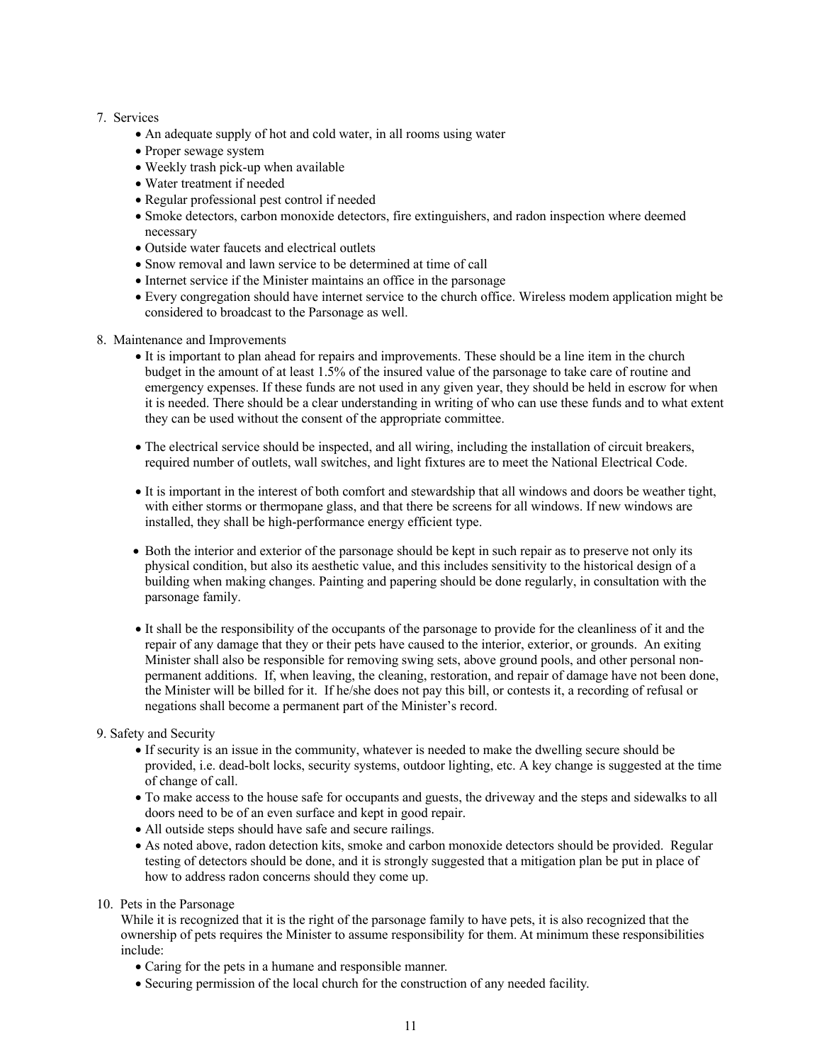7. Services
    - An adequate supply of hot and cold water, in all rooms using water
    - Proper sewage system
    - Weekly trash pick-up when available
    - Water treatment if needed
    - Regular professional pest control if needed
    - Smoke detectors, carbon monoxide detectors, fire extinguishers, and radon inspection where deemed necessary
    - Outside water faucets and electrical outlets
    - Snow removal and lawn service to be determined at time of call
    - Internet service if the Minister maintains an office in the parsonage
    - Every congregation should have internet service to the church office. Wireless modem application might be considered to broadcast to the Parsonage as well.

8. Maintenance and Improvements
    - It is important to plan ahead for repairs and improvements. These should be a line item in the church budget in the amount of at least 1.5% of the insured value of the parsonage to take care of routine and emergency expenses. If these funds are not used in any given year, they should be held in escrow for when it is needed. There should be a clear understanding in writing of who can use these funds and to what extent they can be used without the consent of the appropriate committee.

    - The electrical service should be inspected, and all wiring, including the installation of circuit breakers, required number of outlets, wall switches, and light fixtures are to meet the National Electrical Code.

    - It is important in the interest of both comfort and stewardship that all windows and doors be weather tight, with either storms or thermopane glass, and that there be screens for all windows. If new windows are installed, they shall be high-performance energy efficient type.

    - Both the interior and exterior of the parsonage should be kept in such repair as to preserve not only its physical condition, but also its aesthetic value, and this includes sensitivity to the historical design of a building when making changes. Painting and papering should be done regularly, in consultation with the parsonage family.

    - It shall be the responsibility of the occupants of the parsonage to provide for the cleanliness of it and the repair of any damage that they or their pets have caused to the interior, exterior, or grounds. An exiting Minister shall also be responsible for removing swing sets, above ground pools, and other personal non-permanent additions. If, when leaving, the cleaning, restoration, and repair of damage have not been done, the Minister will be billed for it. If he/she does not pay this bill, or contests it, a recording of refusal or negations shall become a permanent part of the Minister's record.

9. Safety and Security
    - If security is an issue in the community, whatever is needed to make the dwelling secure should be provided, i.e. dead-bolt locks, security systems, outdoor lighting, etc. A key change is suggested at the time of change of call.
    - To make access to the house safe for occupants and guests, the driveway and the steps and sidewalks to all doors need to be of an even surface and kept in good repair.
    - All outside steps should have safe and secure railings.
    - As noted above, radon detection kits, smoke and carbon monoxide detectors should be provided. Regular testing of detectors should be done, and it is strongly suggested that a mitigation plan be put in place of how to address radon concerns should they come up.

10. Pets in the Parsonage

    While it is recognized that it is the right of the parsonage family to have pets, it is also recognized that the ownership of pets requires the Minister to assume responsibility for them. At minimum these responsibilities include:
    - Caring for the pets in a humane and responsible manner.
    - Securing permission of the local church for the construction of any needed facility.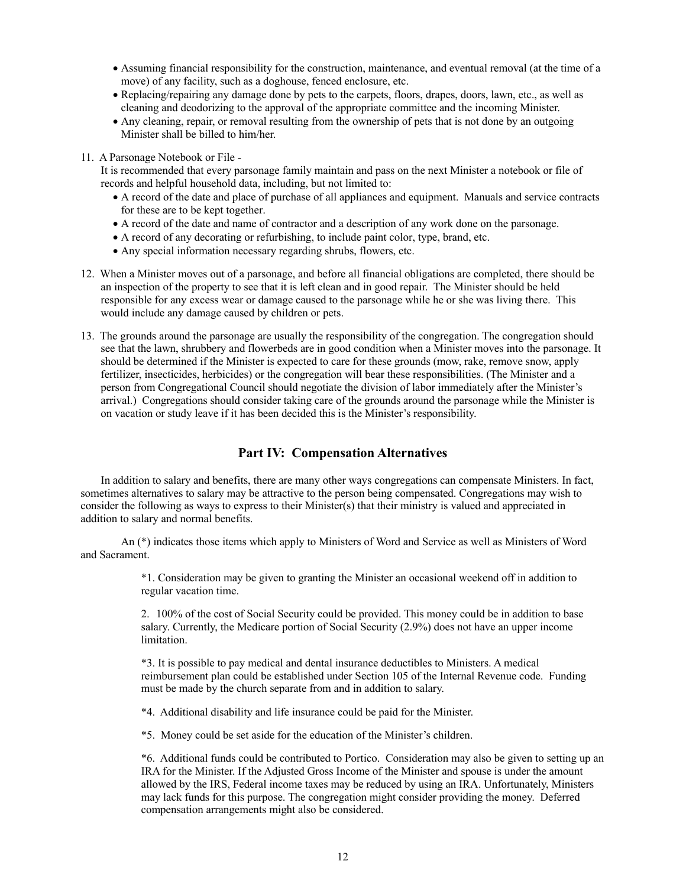- Assuming financial responsibility for the construction, maintenance, and eventual removal (at the time of a move) of any facility, such as a doghouse, fenced enclosure, etc.
- Replacing/repairing any damage done by pets to the carpets, floors, drapes, doors, lawn, etc., as well as cleaning and deodorizing to the approval of the appropriate committee and the incoming Minister.
- Any cleaning, repair, or removal resulting from the ownership of pets that is not done by an outgoing Minister shall be billed to him/her.

11. A Parsonage Notebook or File -
    It is recommended that every parsonage family maintain and pass on the next Minister a notebook or file of records and helpful household data, including, but not limited to:
    - A record of the date and place of purchase of all appliances and equipment. Manuals and service contracts for these are to be kept together.
    - A record of the date and name of contractor and a description of any work done on the parsonage.
    - A record of any decorating or refurbishing, to include paint color, type, brand, etc.
    - Any special information necessary regarding shrubs, flowers, etc.

12. When a Minister moves out of a parsonage, and before all financial obligations are completed, there should be an inspection of the property to see that it is left clean and in good repair. The Minister should be held responsible for any excess wear or damage caused to the parsonage while he or she was living there. This would include any damage caused by children or pets.

13. The grounds around the parsonage are usually the responsibility of the congregation. The congregation should see that the lawn, shrubbery and flowerbeds are in good condition when a Minister moves into the parsonage. It should be determined if the Minister is expected to care for these grounds (mow, rake, remove snow, apply fertilizer, insecticides, herbicides) or the congregation will bear these responsibilities. (The Minister and a person from Congregational Council should negotiate the division of labor immediately after the Minister's arrival.) Congregations should consider taking care of the grounds around the parsonage while the Minister is on vacation or study leave if it has been decided this is the Minister's responsibility.

## Part IV: Compensation Alternatives

In addition to salary and benefits, there are many other ways congregations can compensate Ministers. In fact, sometimes alternatives to salary may be attractive to the person being compensated. Congregations may wish to consider the following as ways to express to their Minister(s) that their ministry is valued and appreciated in addition to salary and normal benefits.

An (*) indicates those items which apply to Ministers of Word and Service as well as Ministers of Word and Sacrament.

*1. Consideration may be given to granting the Minister an occasional weekend off in addition to regular vacation time.

2. 100% of the cost of Social Security could be provided. This money could be in addition to base salary. Currently, the Medicare portion of Social Security (2.9%) does not have an upper income limitation.

*3. It is possible to pay medical and dental insurance deductibles to Ministers. A medical reimbursement plan could be established under Section 105 of the Internal Revenue code. Funding must be made by the church separate from and in addition to salary.

*4. Additional disability and life insurance could be paid for the Minister.

*5. Money could be set aside for the education of the Minister's children.

*6. Additional funds could be contributed to Portico. Consideration may also be given to setting up an IRA for the Minister. If the Adjusted Gross Income of the Minister and spouse is under the amount allowed by the IRS, Federal income taxes may be reduced by using an IRA. Unfortunately, Ministers may lack funds for this purpose. The congregation might consider providing the money. Deferred compensation arrangements might also be considered.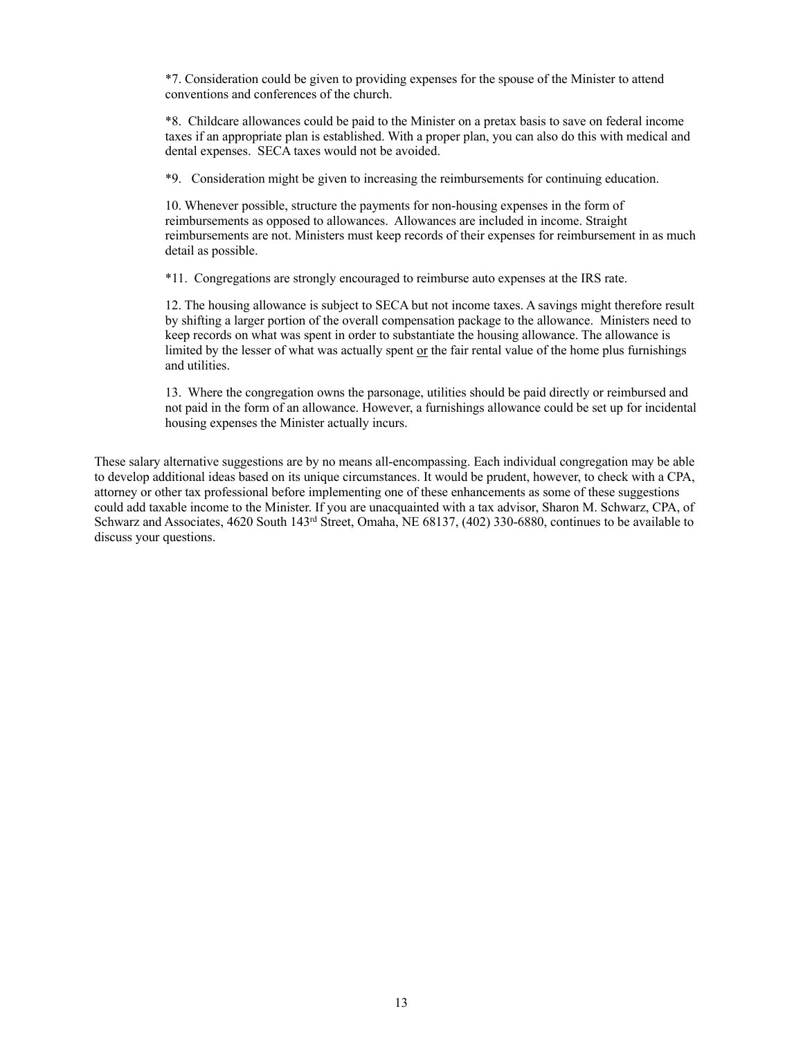*7. Consideration could be given to providing expenses for the spouse of the Minister to attend conventions and conferences of the church.

*8. Childcare allowances could be paid to the Minister on a pretax basis to save on federal income taxes if an appropriate plan is established. With a proper plan, you can also do this with medical and dental expenses. SECA taxes would not be avoided.

*9. Consideration might be given to increasing the reimbursements for continuing education.

10. Whenever possible, structure the payments for non-housing expenses in the form of reimbursements as opposed to allowances. Allowances are included in income. Straight reimbursements are not. Ministers must keep records of their expenses for reimbursement in as much detail as possible.

*11. Congregations are strongly encouraged to reimburse auto expenses at the IRS rate.

12. The housing allowance is subject to SECA but not income taxes. A savings might therefore result by shifting a larger portion of the overall compensation package to the allowance. Ministers need to keep records on what was spent in order to substantiate the housing allowance. The allowance is limited by the lesser of what was actually spent <u>or</u> the fair rental value of the home plus furnishings and utilities.

13. Where the congregation owns the parsonage, utilities should be paid directly or reimbursed and not paid in the form of an allowance. However, a furnishings allowance could be set up for incidental housing expenses the Minister actually incurs.

These salary alternative suggestions are by no means all-encompassing. Each individual congregation may be able to develop additional ideas based on its unique circumstances. It would be prudent, however, to check with a CPA, attorney or other tax professional before implementing one of these enhancements as some of these suggestions could add taxable income to the Minister. If you are unacquainted with a tax advisor, Sharon M. Schwarz, CPA, of Schwarz and Associates, 4620 South 143rd Street, Omaha, NE 68137, (402) 330-6880, continues to be available to discuss your questions.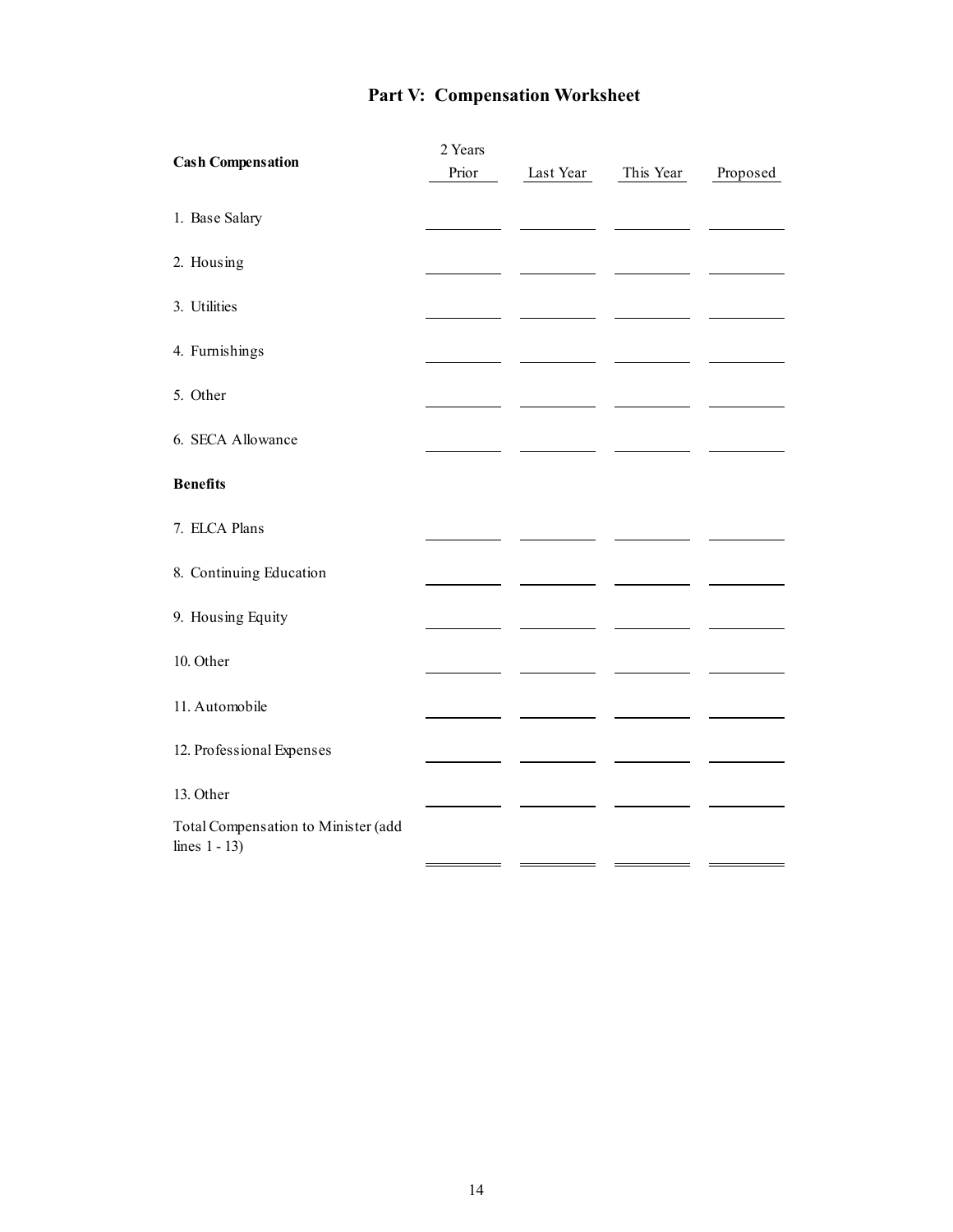# Part V: Compensation Worksheet

| Cash Compensation | 2 Years Prior | Last Year | This Year | Proposed |
|---|---|---|---|---|
| 1. Base Salary | | | | |
| 2. Housing | | | | |
| 3. Utilities | | | | |
| 4. Furnishings | | | | |
| 5. Other | | | | |
| 6. SECA Allowance | | | | |
| **Benefits** | | | | |
| 7. ELCA Plans | | | | |
| 8. Continuing Education | | | | |
| 9. Housing Equity | | | | |
| 10. Other | | | | |
| 11. Automobile | | | | |
| 12. Professional Expenses | | | | |
| 13. Other | | | | |
| Total Compensation to Minister (add lines 1 - 13) | | | | |